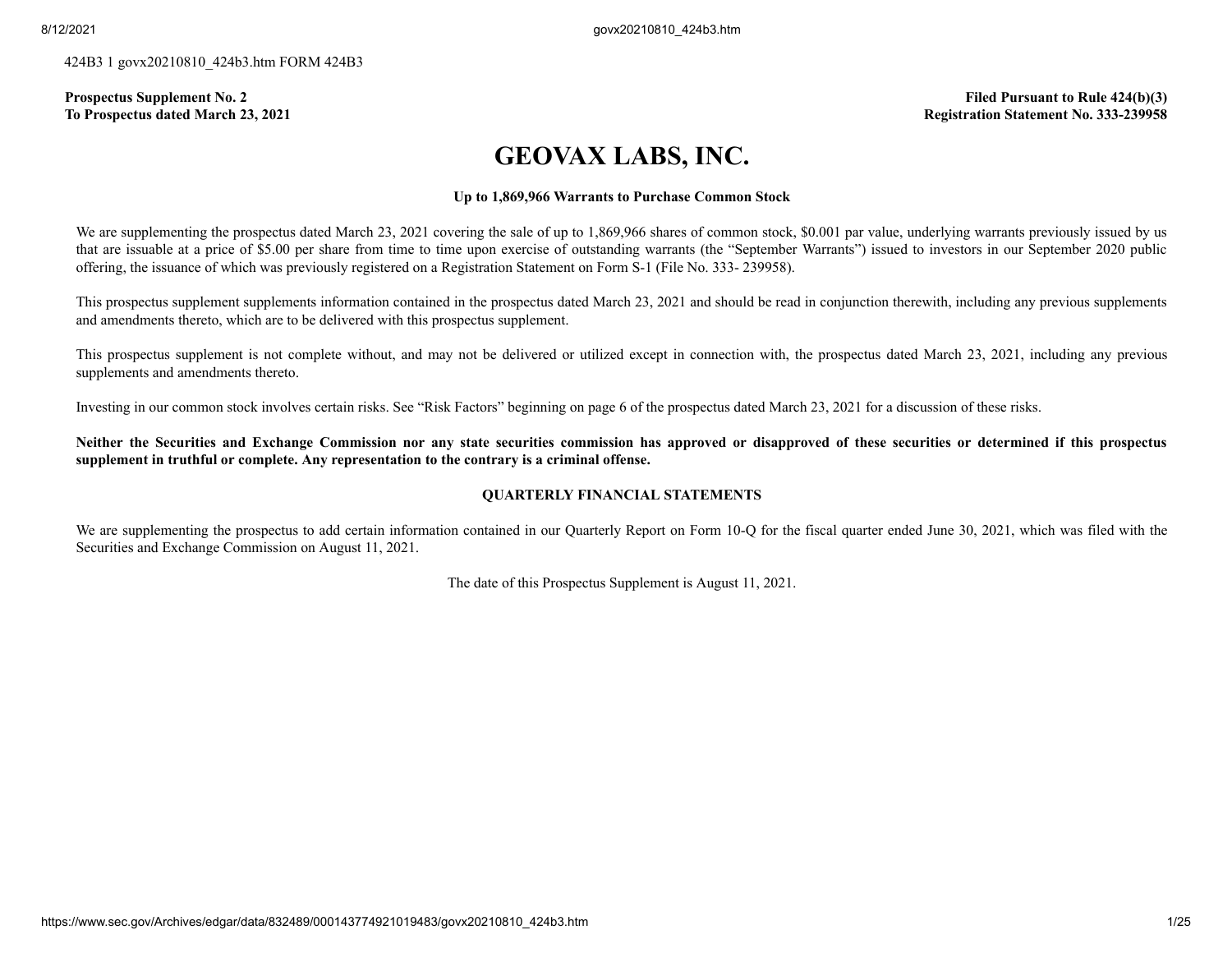424B3 1 govx20210810_424b3.htm FORM 424B3

**Prospectus Supplement No. 2**
**To Prospectus dated March 23, 2021**

**Filed Pursuant to Rule 424(b)(3)**
**Registration Statement No. 333-239958**

# GEOVAX LABS, INC.

**Up to 1,869,966 Warrants to Purchase Common Stock**

We are supplementing the prospectus dated March 23, 2021 covering the sale of up to 1,869,966 shares of common stock, $0.001 par value, underlying warrants previously issued by us that are issuable at a price of $5.00 per share from time to time upon exercise of outstanding warrants (the "September Warrants") issued to investors in our September 2020 public offering, the issuance of which was previously registered on a Registration Statement on Form S-1 (File No. 333- 239958).

This prospectus supplement supplements information contained in the prospectus dated March 23, 2021 and should be read in conjunction therewith, including any previous supplements and amendments thereto, which are to be delivered with this prospectus supplement.

This prospectus supplement is not complete without, and may not be delivered or utilized except in connection with, the prospectus dated March 23, 2021, including any previous supplements and amendments thereto.

Investing in our common stock involves certain risks. See "Risk Factors" beginning on page 6 of the prospectus dated March 23, 2021 for a discussion of these risks.

**Neither the Securities and Exchange Commission nor any state securities commission has approved or disapproved of these securities or determined if this prospectus supplement in truthful or complete. Any representation to the contrary is a criminal offense.**

## QUARTERLY FINANCIAL STATEMENTS

We are supplementing the prospectus to add certain information contained in our Quarterly Report on Form 10-Q for the fiscal quarter ended June 30, 2021, which was filed with the Securities and Exchange Commission on August 11, 2021.

The date of this Prospectus Supplement is August 11, 2021.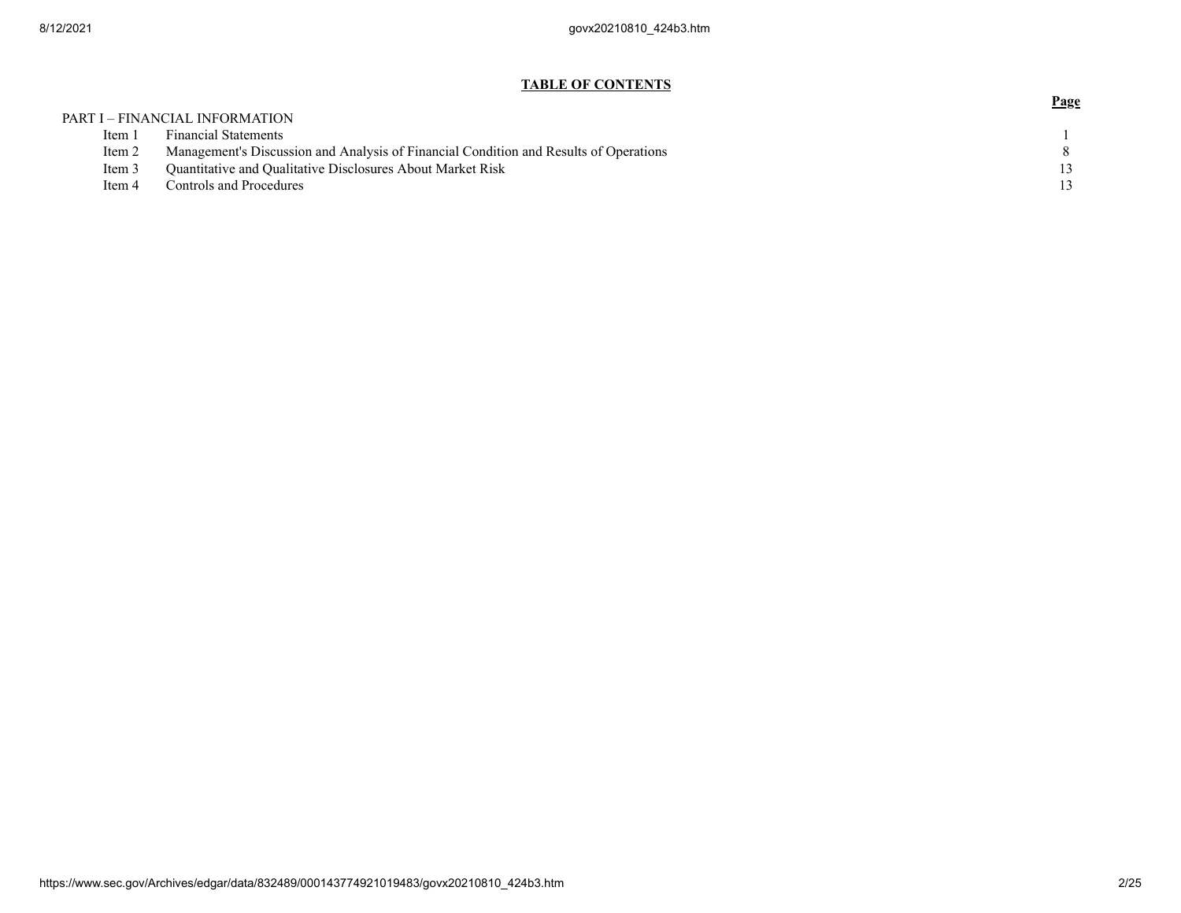**TABLE OF CONTENTS**

| | | Page |
|---|---|---|
| PART I – FINANCIAL INFORMATION | | |
| Item 1 | Financial Statements | 1 |
| Item 2 | Management's Discussion and Analysis of Financial Condition and Results of Operations | 8 |
| Item 3 | Quantitative and Qualitative Disclosures About Market Risk | 13 |
| Item 4 | Controls and Procedures | 13 |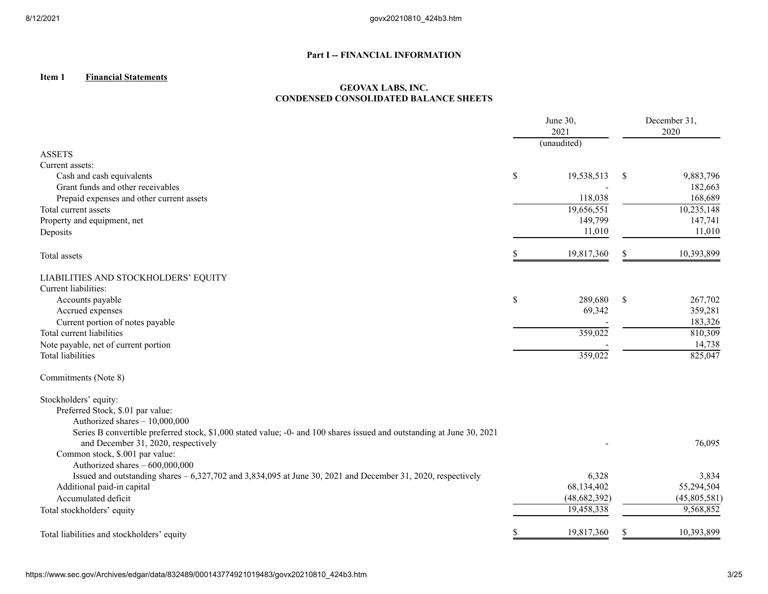## Part I -- FINANCIAL INFORMATION

**Item 1** **Financial Statements**

### GEOVAX LABS, INC.
### CONDENSED CONSOLIDATED BALANCE SHEETS

| | June 30, 2021 (unaudited) | December 31, 2020 |
|---|---|---|
| ASSETS | | |
| Current assets: | | |
| Cash and cash equivalents | $ 19,538,513 | $ 9,883,796 |
| Grant funds and other receivables | - | 182,663 |
| Prepaid expenses and other current assets | 118,038 | 168,689 |
| Total current assets | 19,656,551 | 10,235,148 |
| Property and equipment, net | 149,799 | 147,741 |
| Deposits | 11,010 | 11,010 |
| Total assets | $ 19,817,360 | $ 10,393,899 |
| LIABILITIES AND STOCKHOLDERS' EQUITY | | |
| Current liabilities: | | |
| Accounts payable | $ 289,680 | $ 267,702 |
| Accrued expenses | 69,342 | 359,281 |
| Current portion of notes payable | - | 183,326 |
| Total current liabilities | 359,022 | 810,309 |
| Note payable, net of current portion | - | 14,738 |
| Total liabilities | 359,022 | 825,047 |
| Commitments (Note 8) | | |
| Stockholders' equity: | | |
| Preferred Stock, $.01 par value: | | |
| Authorized shares – 10,000,000 | | |
| Series B convertible preferred stock, $1,000 stated value; -0- and 100 shares issued and outstanding at June 30, 2021 and December 31, 2020, respectively | - | 76,095 |
| Common stock, $.001 par value: | | |
| Authorized shares – 600,000,000 | | |
| Issued and outstanding shares – 6,327,702 and 3,834,095 at June 30, 2021 and December 31, 2020, respectively | 6,328 | 3,834 |
| Additional paid-in capital | 68,134,402 | 55,294,504 |
| Accumulated deficit | (48,682,392) | (45,805,581) |
| Total stockholders' equity | 19,458,338 | 9,568,852 |
| Total liabilities and stockholders' equity | $ 19,817,360 | $ 10,393,899 |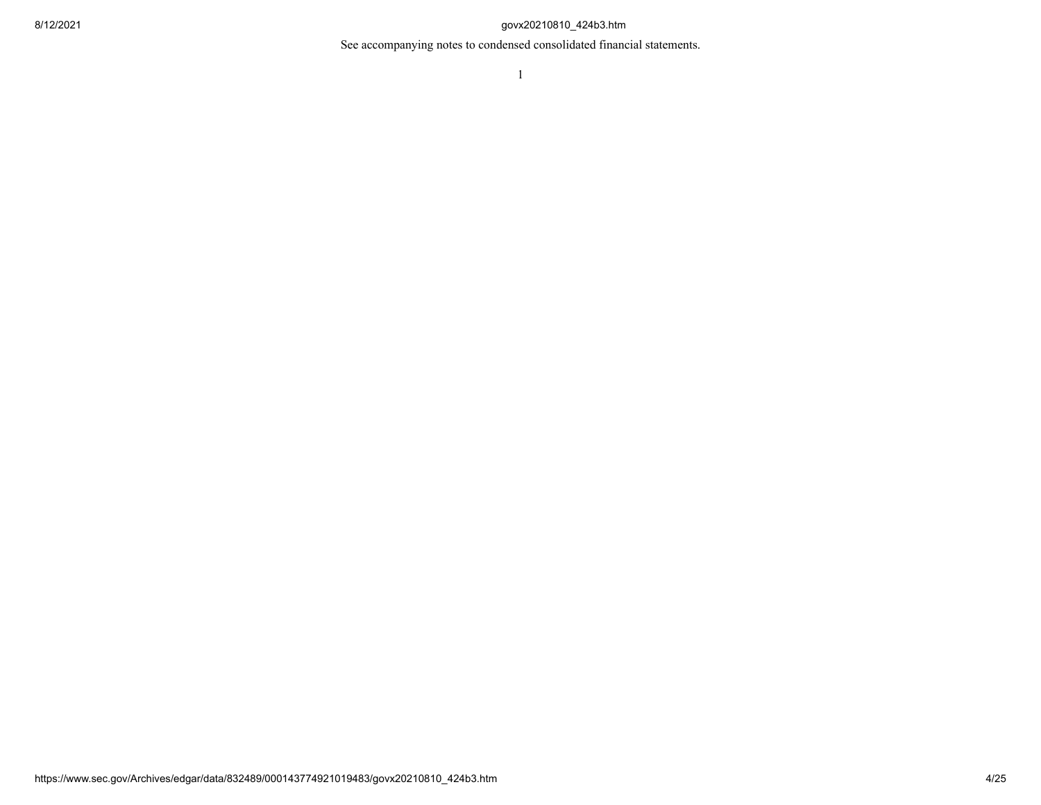See accompanying notes to condensed consolidated financial statements.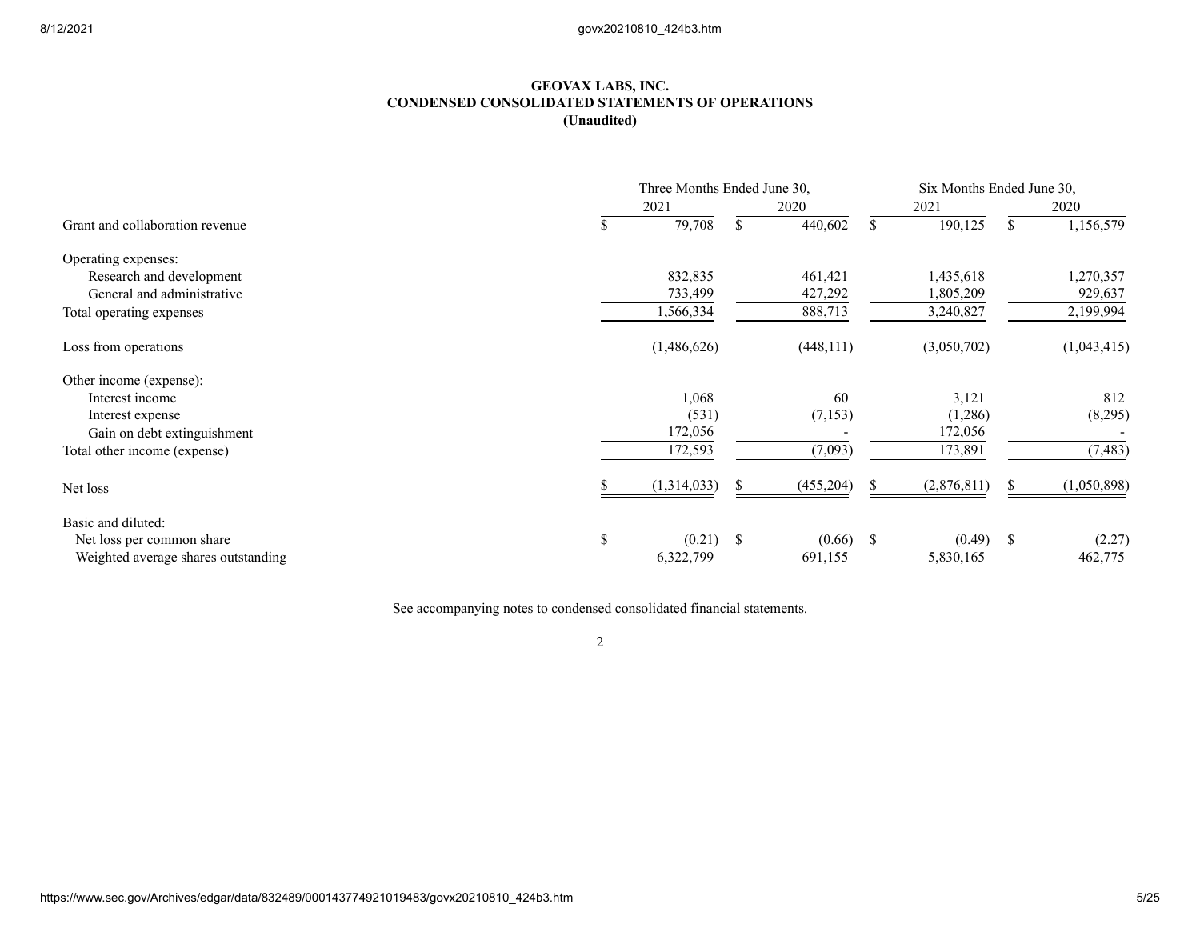**GEOVAX LABS, INC.**
**CONDENSED CONSOLIDATED STATEMENTS OF OPERATIONS**
**(Unaudited)**

| | Three Months Ended June 30, | | Six Months Ended June 30, | |
|---|---|---|---|---|
| | 2021 | 2020 | 2021 | 2020 |
| Grant and collaboration revenue | $ 79,708 | $ 440,602 | $ 190,125 | $ 1,156,579 |
| Operating expenses: | | | | |
| Research and development | 832,835 | 461,421 | 1,435,618 | 1,270,357 |
| General and administrative | 733,499 | 427,292 | 1,805,209 | 929,637 |
| Total operating expenses | 1,566,334 | 888,713 | 3,240,827 | 2,199,994 |
| Loss from operations | (1,486,626) | (448,111) | (3,050,702) | (1,043,415) |
| Other income (expense): | | | | |
| Interest income | 1,068 | 60 | 3,121 | 812 |
| Interest expense | (531) | (7,153) | (1,286) | (8,295) |
| Gain on debt extinguishment | 172,056 | - | 172,056 | - |
| Total other income (expense) | 172,593 | (7,093) | 173,891 | (7,483) |
| Net loss | $ (1,314,033) | $ (455,204) | $ (2,876,811) | $ (1,050,898) |
| Basic and diluted: | | | | |
| Net loss per common share | $ (0.21) | $ (0.66) | $ (0.49) | $ (2.27) |
| Weighted average shares outstanding | 6,322,799 | 691,155 | 5,830,165 | 462,775 |

See accompanying notes to condensed consolidated financial statements.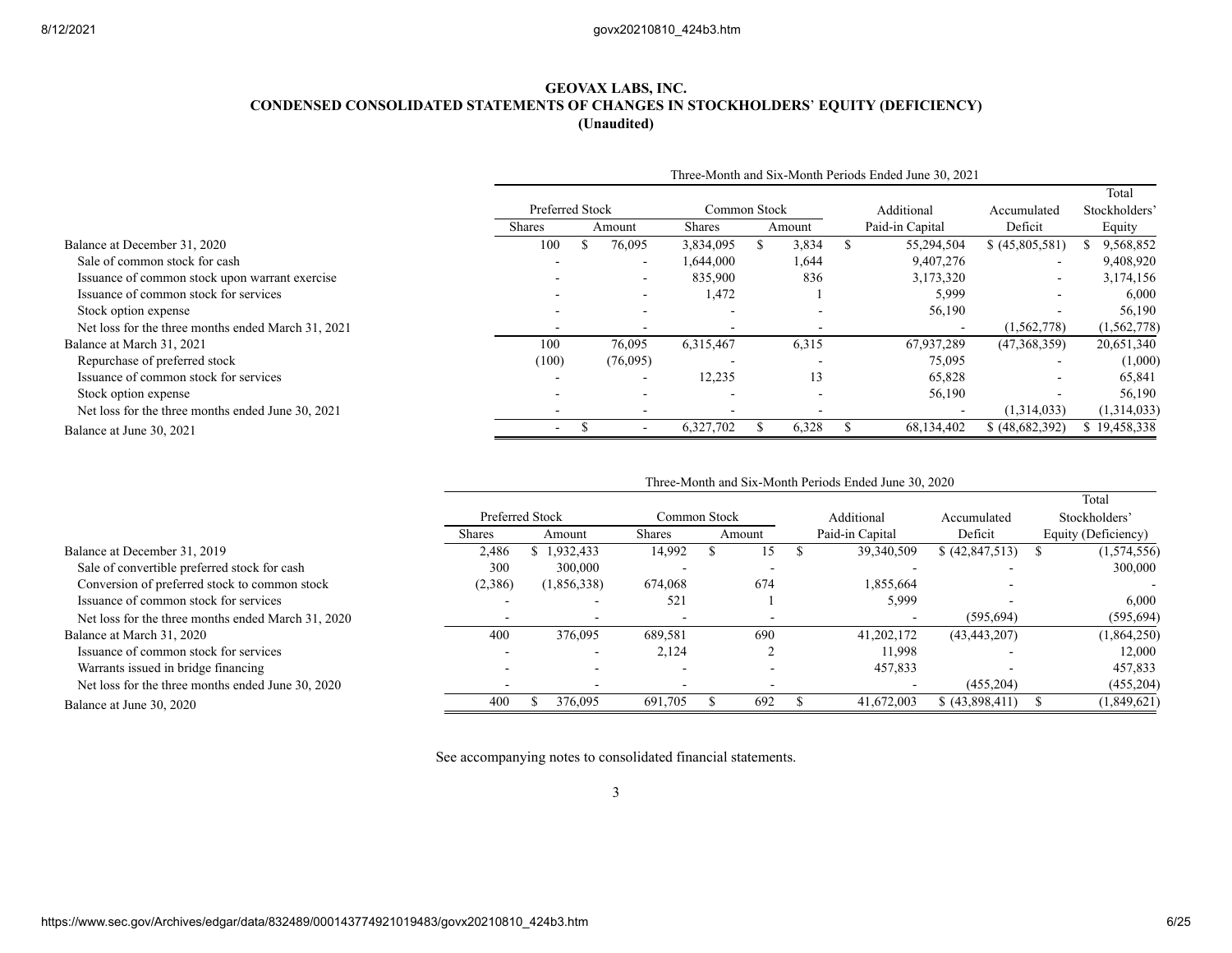# GEOVAX LABS, INC.

## CONDENSED CONSOLIDATED STATEMENTS OF CHANGES IN STOCKHOLDERS' EQUITY (DEFICIENCY)

**(Unaudited)**

| | Three-Month and Six-Month Periods Ended June 30, 2021 | | | | | | |
|---|---|---|---|---|---|---|---|
| | Preferred Stock | | Common Stock | | Additional | Accumulated | Total Stockholders' |
| | Shares | Amount | Shares | Amount | Paid-in Capital | Deficit | Equity |
| Balance at December 31, 2020 | 100 | $ 76,095 | 3,834,095 | $ 3,834 | $ 55,294,504 | $ (45,805,581) | $ 9,568,852 |
| Sale of common stock for cash | - | - | 1,644,000 | 1,644 | 9,407,276 | - | 9,408,920 |
| Issuance of common stock upon warrant exercise | - | - | 835,900 | 836 | 3,173,320 | - | 3,174,156 |
| Issuance of common stock for services | - | - | 1,472 | 1 | 5,999 | - | 6,000 |
| Stock option expense | - | - | - | - | 56,190 | - | 56,190 |
| Net loss for the three months ended March 31, 2021 | - | - | - | - | - | (1,562,778) | (1,562,778) |
| Balance at March 31, 2021 | 100 | 76,095 | 6,315,467 | 6,315 | 67,937,289 | (47,368,359) | 20,651,340 |
| Repurchase of preferred stock | (100) | (76,095) | - | - | 75,095 | - | (1,000) |
| Issuance of common stock for services | - | - | 12,235 | 13 | 65,828 | - | 65,841 |
| Stock option expense | - | - | - | - | 56,190 | - | 56,190 |
| Net loss for the three months ended June 30, 2021 | - | - | - | - | - | (1,314,033) | (1,314,033) |
| Balance at June 30, 2021 | - | $ - | 6,327,702 | $ 6,328 | $ 68,134,402 | $ (48,682,392) | $ 19,458,338 |

| | Three-Month and Six-Month Periods Ended June 30, 2020 | | | | | | |
|---|---|---|---|---|---|---|---|
| | Preferred Stock | | Common Stock | | Additional | Accumulated | Total Stockholders' |
| | Shares | Amount | Shares | Amount | Paid-in Capital | Deficit | Equity (Deficiency) |
| Balance at December 31, 2019 | 2,486 | $ 1,932,433 | 14,992 | $ 15 | $ 39,340,509 | $ (42,847,513) | $ (1,574,556) |
| Sale of convertible preferred stock for cash | 300 | 300,000 | - | - | - | - | 300,000 |
| Conversion of preferred stock to common stock | (2,386) | (1,856,338) | 674,068 | 674 | 1,855,664 | - | - |
| Issuance of common stock for services | - | - | 521 | 1 | 5,999 | - | 6,000 |
| Net loss for the three months ended March 31, 2020 | - | - | - | - | - | (595,694) | (595,694) |
| Balance at March 31, 2020 | 400 | 376,095 | 689,581 | 690 | 41,202,172 | (43,443,207) | (1,864,250) |
| Issuance of common stock for services | - | - | 2,124 | 2 | 11,998 | - | 12,000 |
| Warrants issued in bridge financing | - | - | - | - | 457,833 | - | 457,833 |
| Net loss for the three months ended June 30, 2020 | - | - | - | - | - | (455,204) | (455,204) |
| Balance at June 30, 2020 | 400 | $ 376,095 | 691,705 | $ 692 | $ 41,672,003 | $ (43,898,411) | $ (1,849,621) |

See accompanying notes to consolidated financial statements.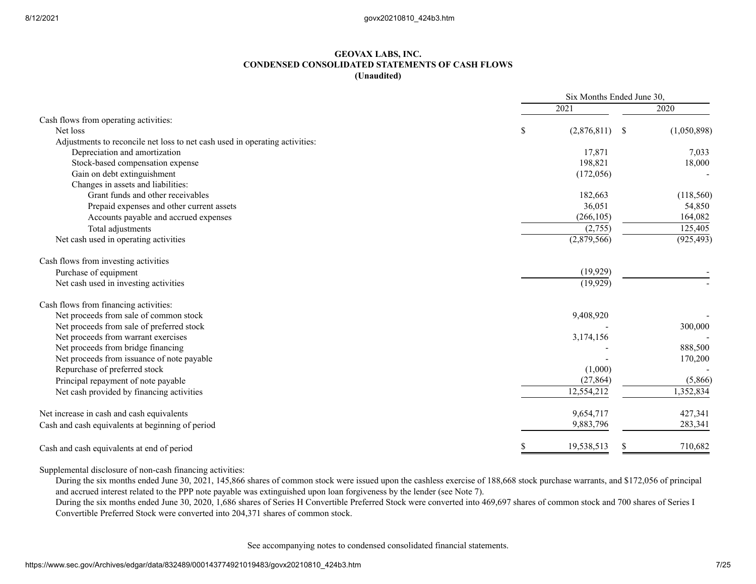**GEOVAX LABS, INC.**
**CONDENSED CONSOLIDATED STATEMENTS OF CASH FLOWS**
**(Unaudited)**

| | Six Months Ended June 30, | |
|---|---|---|
| | 2021 | 2020 |
| Cash flows from operating activities: | | |
| Net loss | $ (2,876,811) | $ (1,050,898) |
| Adjustments to reconcile net loss to net cash used in operating activities: | | |
| Depreciation and amortization | 17,871 | 7,033 |
| Stock-based compensation expense | 198,821 | 18,000 |
| Gain on debt extinguishment | (172,056) | - |
| Changes in assets and liabilities: | | |
| Grant funds and other receivables | 182,663 | (118,560) |
| Prepaid expenses and other current assets | 36,051 | 54,850 |
| Accounts payable and accrued expenses | (266,105) | 164,082 |
| Total adjustments | (2,755) | 125,405 |
| Net cash used in operating activities | (2,879,566) | (925,493) |
| | | |
| Cash flows from investing activities | | |
| Purchase of equipment | (19,929) | - |
| Net cash used in investing activities | (19,929) | - |
| | | |
| Cash flows from financing activities: | | |
| Net proceeds from sale of common stock | 9,408,920 | - |
| Net proceeds from sale of preferred stock | - | 300,000 |
| Net proceeds from warrant exercises | 3,174,156 | - |
| Net proceeds from bridge financing | - | 888,500 |
| Net proceeds from issuance of note payable | - | 170,200 |
| Repurchase of preferred stock | (1,000) | - |
| Principal repayment of note payable | (27,864) | (5,866) |
| Net cash provided by financing activities | 12,554,212 | 1,352,834 |
| | | |
| Net increase in cash and cash equivalents | 9,654,717 | 427,341 |
| Cash and cash equivalents at beginning of period | 9,883,796 | 283,341 |
| | | |
| Cash and cash equivalents at end of period | $ 19,538,513 | $ 710,682 |

Supplemental disclosure of non-cash financing activities:

During the six months ended June 30, 2021, 145,866 shares of common stock were issued upon the cashless exercise of 188,668 stock purchase warrants, and $172,056 of principal and accrued interest related to the PPP note payable was extinguished upon loan forgiveness by the lender (see Note 7).

During the six months ended June 30, 2020, 1,686 shares of Series H Convertible Preferred Stock were converted into 469,697 shares of common stock and 700 shares of Series I Convertible Preferred Stock were converted into 204,371 shares of common stock.

See accompanying notes to condensed consolidated financial statements.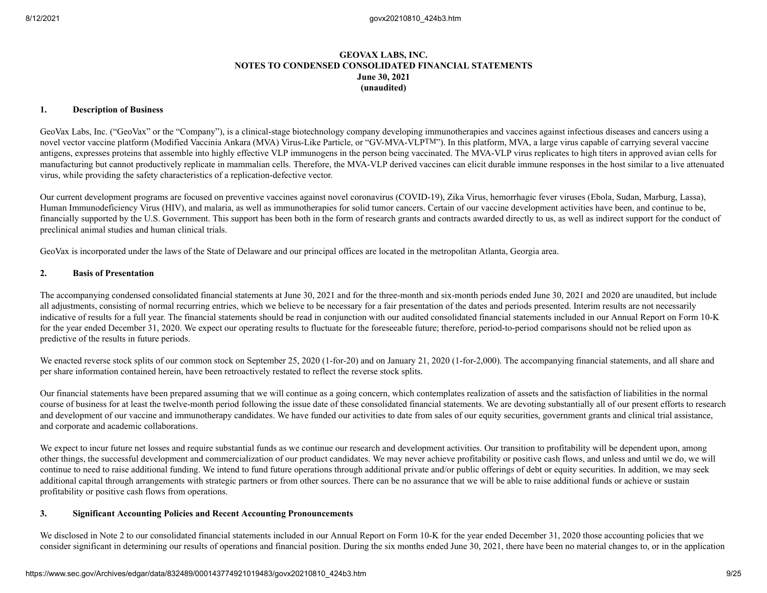# GEOVAX LABS, INC.
## NOTES TO CONDENSED CONSOLIDATED FINANCIAL STATEMENTS
### June 30, 2021
### (unaudited)

### 1. Description of Business

GeoVax Labs, Inc. ("GeoVax" or the "Company"), is a clinical-stage biotechnology company developing immunotherapies and vaccines against infectious diseases and cancers using a novel vector vaccine platform (Modified Vaccinia Ankara (MVA) Virus-Like Particle, or "GV-MVA-VLP™"). In this platform, MVA, a large virus capable of carrying several vaccine antigens, expresses proteins that assemble into highly effective VLP immunogens in the person being vaccinated. The MVA-VLP virus replicates to high titers in approved avian cells for manufacturing but cannot productively replicate in mammalian cells. Therefore, the MVA-VLP derived vaccines can elicit durable immune responses in the host similar to a live attenuated virus, while providing the safety characteristics of a replication-defective vector.

Our current development programs are focused on preventive vaccines against novel coronavirus (COVID-19), Zika Virus, hemorrhagic fever viruses (Ebola, Sudan, Marburg, Lassa), Human Immunodeficiency Virus (HIV), and malaria, as well as immunotherapies for solid tumor cancers. Certain of our vaccine development activities have been, and continue to be, financially supported by the U.S. Government. This support has been both in the form of research grants and contracts awarded directly to us, as well as indirect support for the conduct of preclinical animal studies and human clinical trials.

GeoVax is incorporated under the laws of the State of Delaware and our principal offices are located in the metropolitan Atlanta, Georgia area.

### 2. Basis of Presentation

The accompanying condensed consolidated financial statements at June 30, 2021 and for the three-month and six-month periods ended June 30, 2021 and 2020 are unaudited, but include all adjustments, consisting of normal recurring entries, which we believe to be necessary for a fair presentation of the dates and periods presented. Interim results are not necessarily indicative of results for a full year. The financial statements should be read in conjunction with our audited consolidated financial statements included in our Annual Report on Form 10-K for the year ended December 31, 2020. We expect our operating results to fluctuate for the foreseeable future; therefore, period-to-period comparisons should not be relied upon as predictive of the results in future periods.

We enacted reverse stock splits of our common stock on September 25, 2020 (1-for-20) and on January 21, 2020 (1-for-2,000). The accompanying financial statements, and all share and per share information contained herein, have been retroactively restated to reflect the reverse stock splits.

Our financial statements have been prepared assuming that we will continue as a going concern, which contemplates realization of assets and the satisfaction of liabilities in the normal course of business for at least the twelve-month period following the issue date of these consolidated financial statements. We are devoting substantially all of our present efforts to research and development of our vaccine and immunotherapy candidates. We have funded our activities to date from sales of our equity securities, government grants and clinical trial assistance, and corporate and academic collaborations.

We expect to incur future net losses and require substantial funds as we continue our research and development activities. Our transition to profitability will be dependent upon, among other things, the successful development and commercialization of our product candidates. We may never achieve profitability or positive cash flows, and unless and until we do, we will continue to need to raise additional funding. We intend to fund future operations through additional private and/or public offerings of debt or equity securities. In addition, we may seek additional capital through arrangements with strategic partners or from other sources. There can be no assurance that we will be able to raise additional funds or achieve or sustain profitability or positive cash flows from operations.

### 3. Significant Accounting Policies and Recent Accounting Pronouncements

We disclosed in Note 2 to our consolidated financial statements included in our Annual Report on Form 10-K for the year ended December 31, 2020 those accounting policies that we consider significant in determining our results of operations and financial position. During the six months ended June 30, 2021, there have been no material changes to, or in the application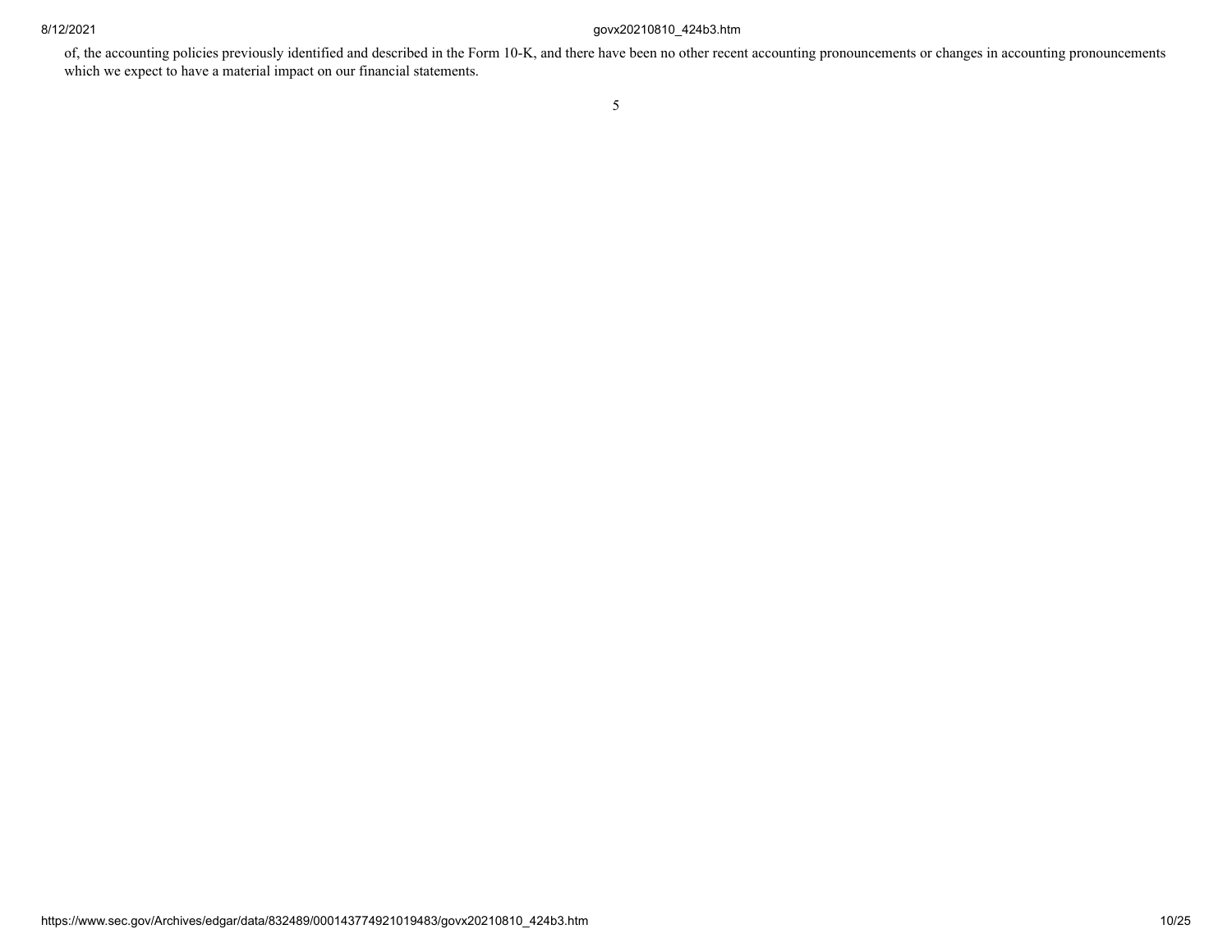of, the accounting policies previously identified and described in the Form 10-K, and there have been no other recent accounting pronouncements or changes in accounting pronouncements which we expect to have a material impact on our financial statements.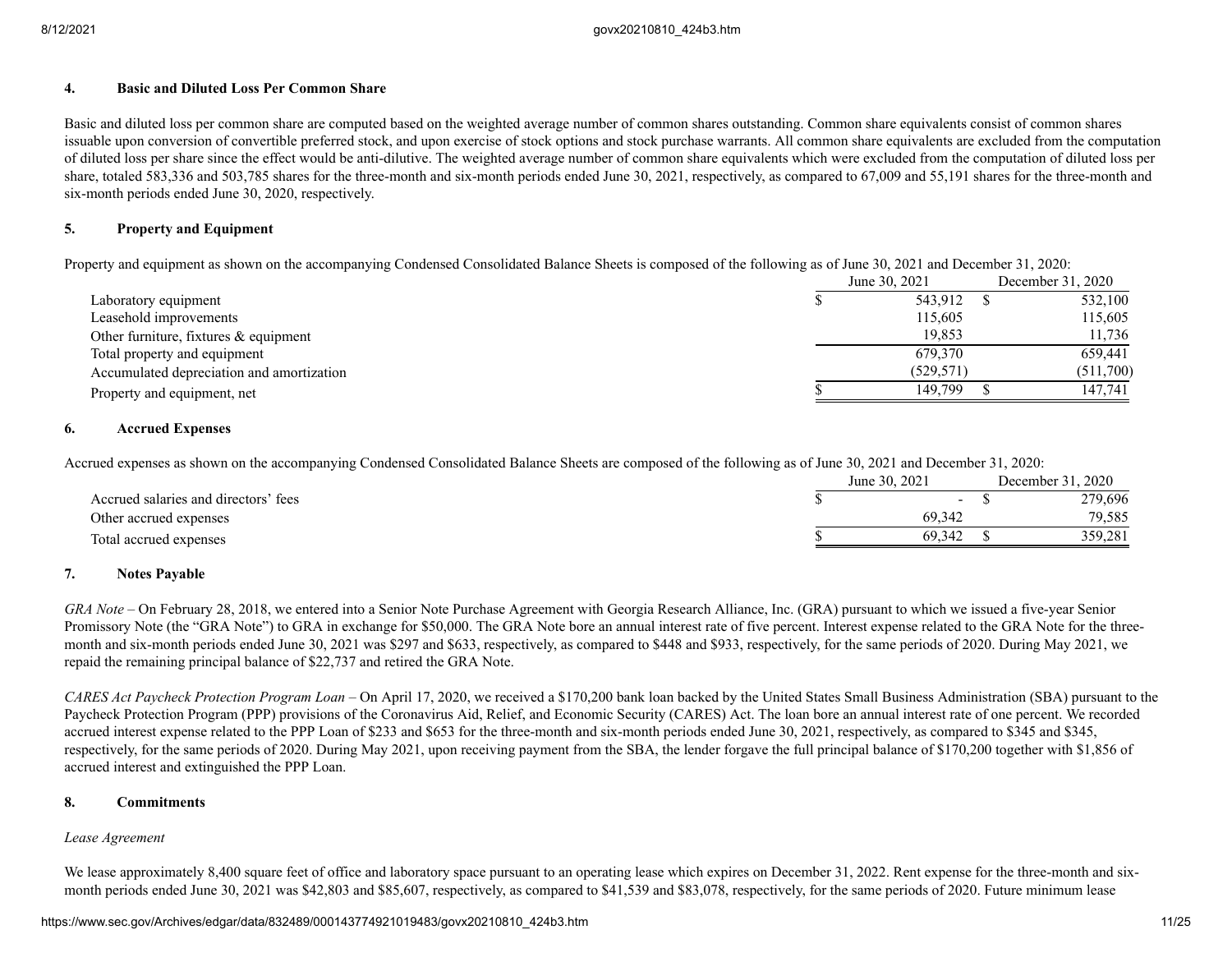### 4. Basic and Diluted Loss Per Common Share

Basic and diluted loss per common share are computed based on the weighted average number of common shares outstanding. Common share equivalents consist of common shares issuable upon conversion of convertible preferred stock, and upon exercise of stock options and stock purchase warrants. All common share equivalents are excluded from the computation of diluted loss per share since the effect would be anti-dilutive. The weighted average number of common share equivalents which were excluded from the computation of diluted loss per share, totaled 583,336 and 503,785 shares for the three-month and six-month periods ended June 30, 2021, respectively, as compared to 67,009 and 55,191 shares for the three-month and six-month periods ended June 30, 2020, respectively.

### 5. Property and Equipment

Property and equipment as shown on the accompanying Condensed Consolidated Balance Sheets is composed of the following as of June 30, 2021 and December 31, 2020:

| | June 30, 2021 | December 31, 2020 |
|---|---|---|
| Laboratory equipment | $ 543,912 | $ 532,100 |
| Leasehold improvements | 115,605 | 115,605 |
| Other furniture, fixtures & equipment | 19,853 | 11,736 |
| Total property and equipment | 679,370 | 659,441 |
| Accumulated depreciation and amortization | (529,571) | (511,700) |
| Property and equipment, net | $ 149,799 | $ 147,741 |

### 6. Accrued Expenses

Accrued expenses as shown on the accompanying Condensed Consolidated Balance Sheets are composed of the following as of June 30, 2021 and December 31, 2020:

| | June 30, 2021 | December 31, 2020 |
|---|---|---|
| Accrued salaries and directors' fees | $ - | $ 279,696 |
| Other accrued expenses | 69,342 | 79,585 |
| Total accrued expenses | $ 69,342 | $ 359,281 |

### 7. Notes Payable

*GRA Note* – On February 28, 2018, we entered into a Senior Note Purchase Agreement with Georgia Research Alliance, Inc. (GRA) pursuant to which we issued a five-year Senior Promissory Note (the "GRA Note") to GRA in exchange for $50,000. The GRA Note bore an annual interest rate of five percent. Interest expense related to the GRA Note for the three-month and six-month periods ended June 30, 2021 was $297 and $633, respectively, as compared to $448 and $933, respectively, for the same periods of 2020. During May 2021, we repaid the remaining principal balance of $22,737 and retired the GRA Note.

*CARES Act Paycheck Protection Program Loan* – On April 17, 2020, we received a $170,200 bank loan backed by the United States Small Business Administration (SBA) pursuant to the Paycheck Protection Program (PPP) provisions of the Coronavirus Aid, Relief, and Economic Security (CARES) Act. The loan bore an annual interest rate of one percent. We recorded accrued interest expense related to the PPP Loan of $233 and $653 for the three-month and six-month periods ended June 30, 2021, respectively, as compared to $345 and $345, respectively, for the same periods of 2020. During May 2021, upon receiving payment from the SBA, the lender forgave the full principal balance of $170,200 together with $1,856 of accrued interest and extinguished the PPP Loan.

### 8. Commitments

*Lease Agreement*

We lease approximately 8,400 square feet of office and laboratory space pursuant to an operating lease which expires on December 31, 2022. Rent expense for the three-month and six-month periods ended June 30, 2021 was $42,803 and $85,607, respectively, as compared to $41,539 and $83,078, respectively, for the same periods of 2020. Future minimum lease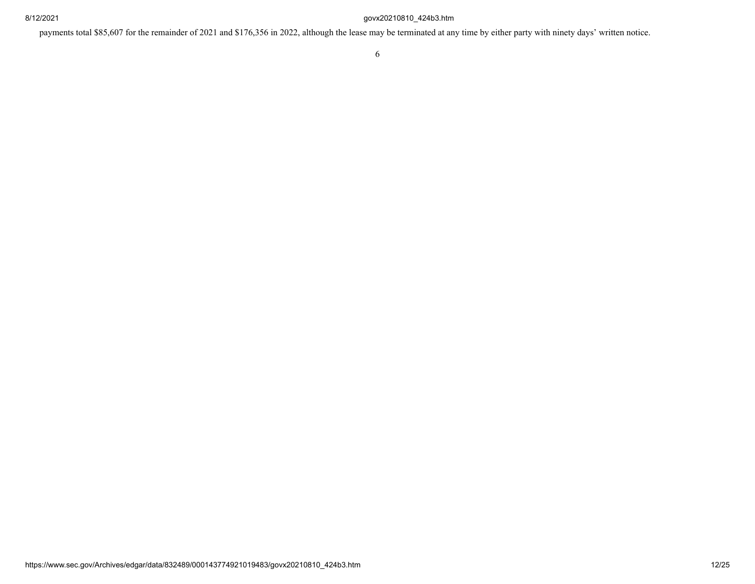payments total $85,607 for the remainder of 2021 and $176,356 in 2022, although the lease may be terminated at any time by either party with ninety days' written notice.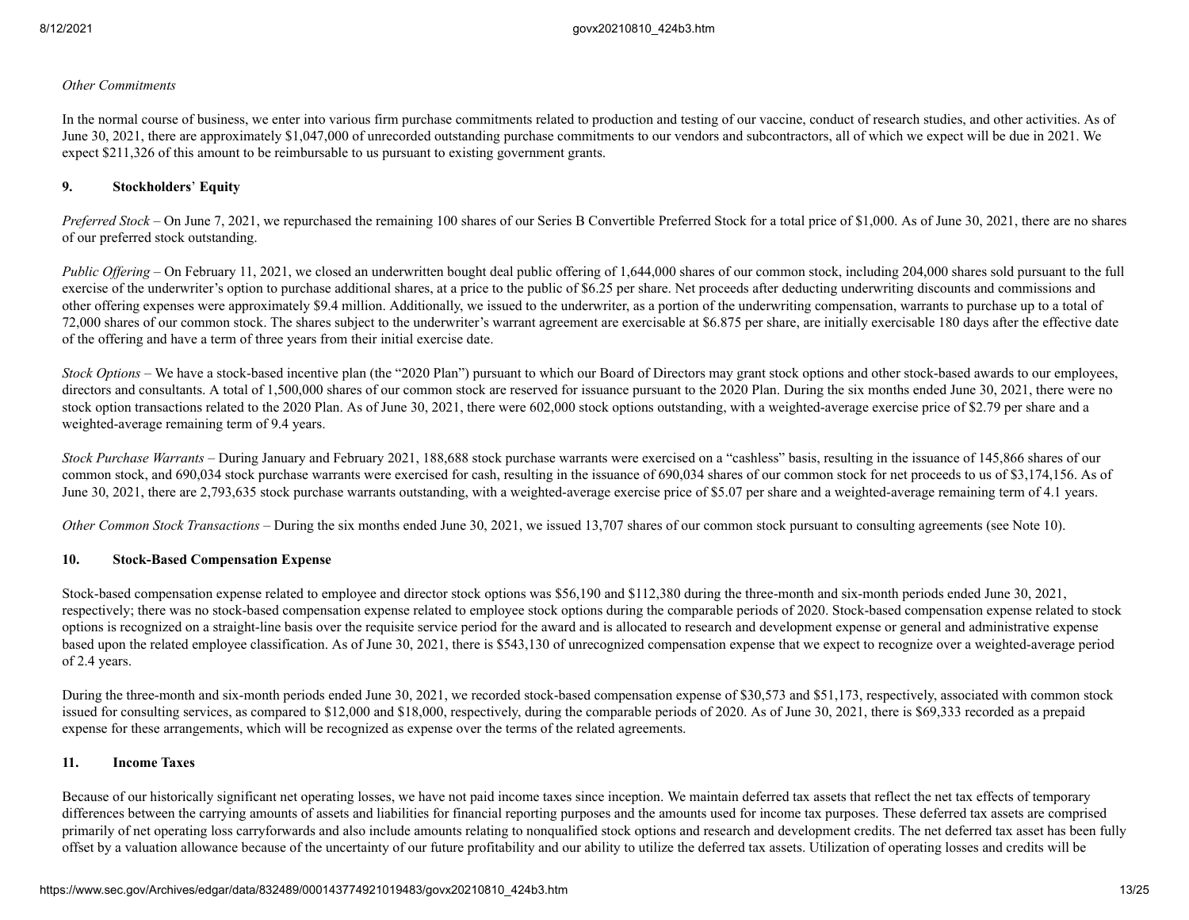*Other Commitments*

In the normal course of business, we enter into various firm purchase commitments related to production and testing of our vaccine, conduct of research studies, and other activities. As of June 30, 2021, there are approximately $1,047,000 of unrecorded outstanding purchase commitments to our vendors and subcontractors, all of which we expect will be due in 2021. We expect $211,326 of this amount to be reimbursable to us pursuant to existing government grants.

## 9. Stockholders' Equity

*Preferred Stock* – On June 7, 2021, we repurchased the remaining 100 shares of our Series B Convertible Preferred Stock for a total price of $1,000. As of June 30, 2021, there are no shares of our preferred stock outstanding.

*Public Offering* – On February 11, 2021, we closed an underwritten bought deal public offering of 1,644,000 shares of our common stock, including 204,000 shares sold pursuant to the full exercise of the underwriter's option to purchase additional shares, at a price to the public of $6.25 per share. Net proceeds after deducting underwriting discounts and commissions and other offering expenses were approximately $9.4 million. Additionally, we issued to the underwriter, as a portion of the underwriting compensation, warrants to purchase up to a total of 72,000 shares of our common stock. The shares subject to the underwriter's warrant agreement are exercisable at $6.875 per share, are initially exercisable 180 days after the effective date of the offering and have a term of three years from their initial exercise date.

*Stock Options* – We have a stock-based incentive plan (the "2020 Plan") pursuant to which our Board of Directors may grant stock options and other stock-based awards to our employees, directors and consultants. A total of 1,500,000 shares of our common stock are reserved for issuance pursuant to the 2020 Plan. During the six months ended June 30, 2021, there were no stock option transactions related to the 2020 Plan. As of June 30, 2021, there were 602,000 stock options outstanding, with a weighted-average exercise price of $2.79 per share and a weighted-average remaining term of 9.4 years.

*Stock Purchase Warrants* – During January and February 2021, 188,688 stock purchase warrants were exercised on a "cashless" basis, resulting in the issuance of 145,866 shares of our common stock, and 690,034 stock purchase warrants were exercised for cash, resulting in the issuance of 690,034 shares of our common stock for net proceeds to us of $3,174,156. As of June 30, 2021, there are 2,793,635 stock purchase warrants outstanding, with a weighted-average exercise price of $5.07 per share and a weighted-average remaining term of 4.1 years.

*Other Common Stock Transactions* – During the six months ended June 30, 2021, we issued 13,707 shares of our common stock pursuant to consulting agreements (see Note 10).

## 10. Stock-Based Compensation Expense

Stock-based compensation expense related to employee and director stock options was $56,190 and $112,380 during the three-month and six-month periods ended June 30, 2021, respectively; there was no stock-based compensation expense related to employee stock options during the comparable periods of 2020. Stock-based compensation expense related to stock options is recognized on a straight-line basis over the requisite service period for the award and is allocated to research and development expense or general and administrative expense based upon the related employee classification. As of June 30, 2021, there is $543,130 of unrecognized compensation expense that we expect to recognize over a weighted-average period of 2.4 years.

During the three-month and six-month periods ended June 30, 2021, we recorded stock-based compensation expense of $30,573 and $51,173, respectively, associated with common stock issued for consulting services, as compared to $12,000 and $18,000, respectively, during the comparable periods of 2020. As of June 30, 2021, there is $69,333 recorded as a prepaid expense for these arrangements, which will be recognized as expense over the terms of the related agreements.

## 11. Income Taxes

Because of our historically significant net operating losses, we have not paid income taxes since inception. We maintain deferred tax assets that reflect the net tax effects of temporary differences between the carrying amounts of assets and liabilities for financial reporting purposes and the amounts used for income tax purposes. These deferred tax assets are comprised primarily of net operating loss carryforwards and also include amounts relating to nonqualified stock options and research and development credits. The net deferred tax asset has been fully offset by a valuation allowance because of the uncertainty of our future profitability and our ability to utilize the deferred tax assets. Utilization of operating losses and credits will be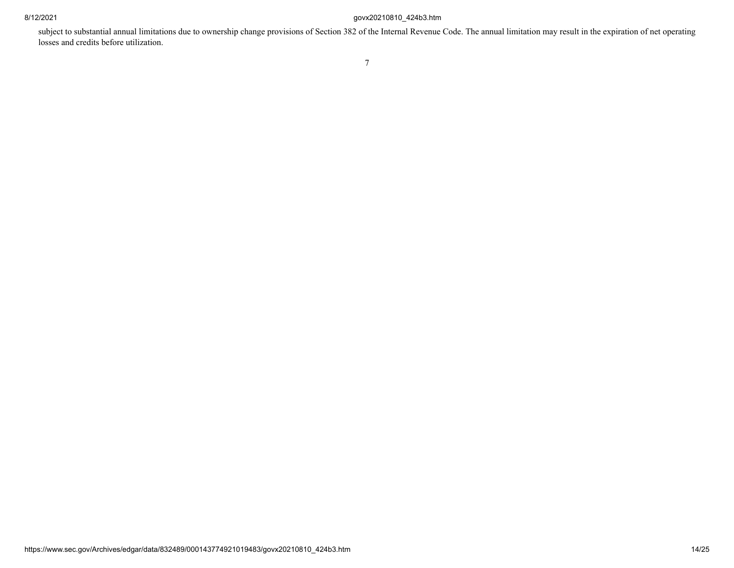subject to substantial annual limitations due to ownership change provisions of Section 382 of the Internal Revenue Code. The annual limitation may result in the expiration of net operating losses and credits before utilization.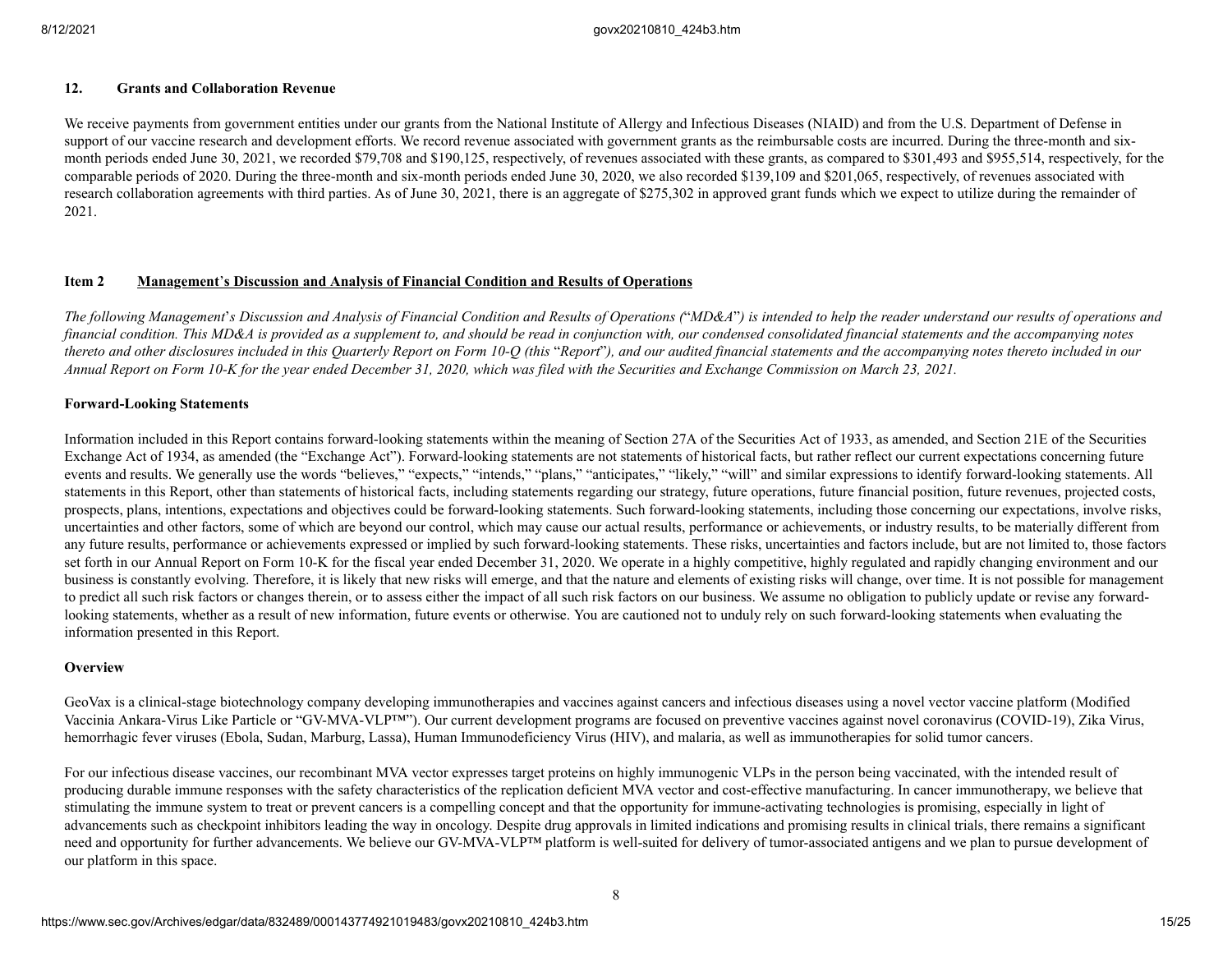## 12. Grants and Collaboration Revenue

We receive payments from government entities under our grants from the National Institute of Allergy and Infectious Diseases (NIAID) and from the U.S. Department of Defense in support of our vaccine research and development efforts. We record revenue associated with government grants as the reimbursable costs are incurred. During the three-month and six-month periods ended June 30, 2021, we recorded $79,708 and $190,125, respectively, of revenues associated with these grants, as compared to $301,493 and $955,514, respectively, for the comparable periods of 2020. During the three-month and six-month periods ended June 30, 2020, we also recorded $139,109 and $201,065, respectively, of revenues associated with research collaboration agreements with third parties. As of June 30, 2021, there is an aggregate of $275,302 in approved grant funds which we expect to utilize during the remainder of 2021.

## Item 2 Management's Discussion and Analysis of Financial Condition and Results of Operations

*The following Management's Discussion and Analysis of Financial Condition and Results of Operations ("MD&A") is intended to help the reader understand our results of operations and financial condition. This MD&A is provided as a supplement to, and should be read in conjunction with, our condensed consolidated financial statements and the accompanying notes thereto and other disclosures included in this Quarterly Report on Form 10-Q (this "Report"), and our audited financial statements and the accompanying notes thereto included in our Annual Report on Form 10-K for the year ended December 31, 2020, which was filed with the Securities and Exchange Commission on March 23, 2021.*

### Forward-Looking Statements

Information included in this Report contains forward-looking statements within the meaning of Section 27A of the Securities Act of 1933, as amended, and Section 21E of the Securities Exchange Act of 1934, as amended (the "Exchange Act"). Forward-looking statements are not statements of historical facts, but rather reflect our current expectations concerning future events and results. We generally use the words "believes," "expects," "intends," "plans," "anticipates," "likely," "will" and similar expressions to identify forward-looking statements. All statements in this Report, other than statements of historical facts, including statements regarding our strategy, future operations, future financial position, future revenues, projected costs, prospects, plans, intentions, expectations and objectives could be forward-looking statements. Such forward-looking statements, including those concerning our expectations, involve risks, uncertainties and other factors, some of which are beyond our control, which may cause our actual results, performance or achievements, or industry results, to be materially different from any future results, performance or achievements expressed or implied by such forward-looking statements. These risks, uncertainties and factors include, but are not limited to, those factors set forth in our Annual Report on Form 10-K for the fiscal year ended December 31, 2020. We operate in a highly competitive, highly regulated and rapidly changing environment and our business is constantly evolving. Therefore, it is likely that new risks will emerge, and that the nature and elements of existing risks will change, over time. It is not possible for management to predict all such risk factors or changes therein, or to assess either the impact of all such risk factors on our business. We assume no obligation to publicly update or revise any forward-looking statements, whether as a result of new information, future events or otherwise. You are cautioned not to unduly rely on such forward-looking statements when evaluating the information presented in this Report.

### Overview

GeoVax is a clinical-stage biotechnology company developing immunotherapies and vaccines against cancers and infectious diseases using a novel vector vaccine platform (Modified Vaccinia Ankara-Virus Like Particle or "GV-MVA-VLP™"). Our current development programs are focused on preventive vaccines against novel coronavirus (COVID-19), Zika Virus, hemorrhagic fever viruses (Ebola, Sudan, Marburg, Lassa), Human Immunodeficiency Virus (HIV), and malaria, as well as immunotherapies for solid tumor cancers.

For our infectious disease vaccines, our recombinant MVA vector expresses target proteins on highly immunogenic VLPs in the person being vaccinated, with the intended result of producing durable immune responses with the safety characteristics of the replication deficient MVA vector and cost-effective manufacturing. In cancer immunotherapy, we believe that stimulating the immune system to treat or prevent cancers is a compelling concept and that the opportunity for immune-activating technologies is promising, especially in light of advancements such as checkpoint inhibitors leading the way in oncology. Despite drug approvals in limited indications and promising results in clinical trials, there remains a significant need and opportunity for further advancements. We believe our GV-MVA-VLP™ platform is well-suited for delivery of tumor-associated antigens and we plan to pursue development of our platform in this space.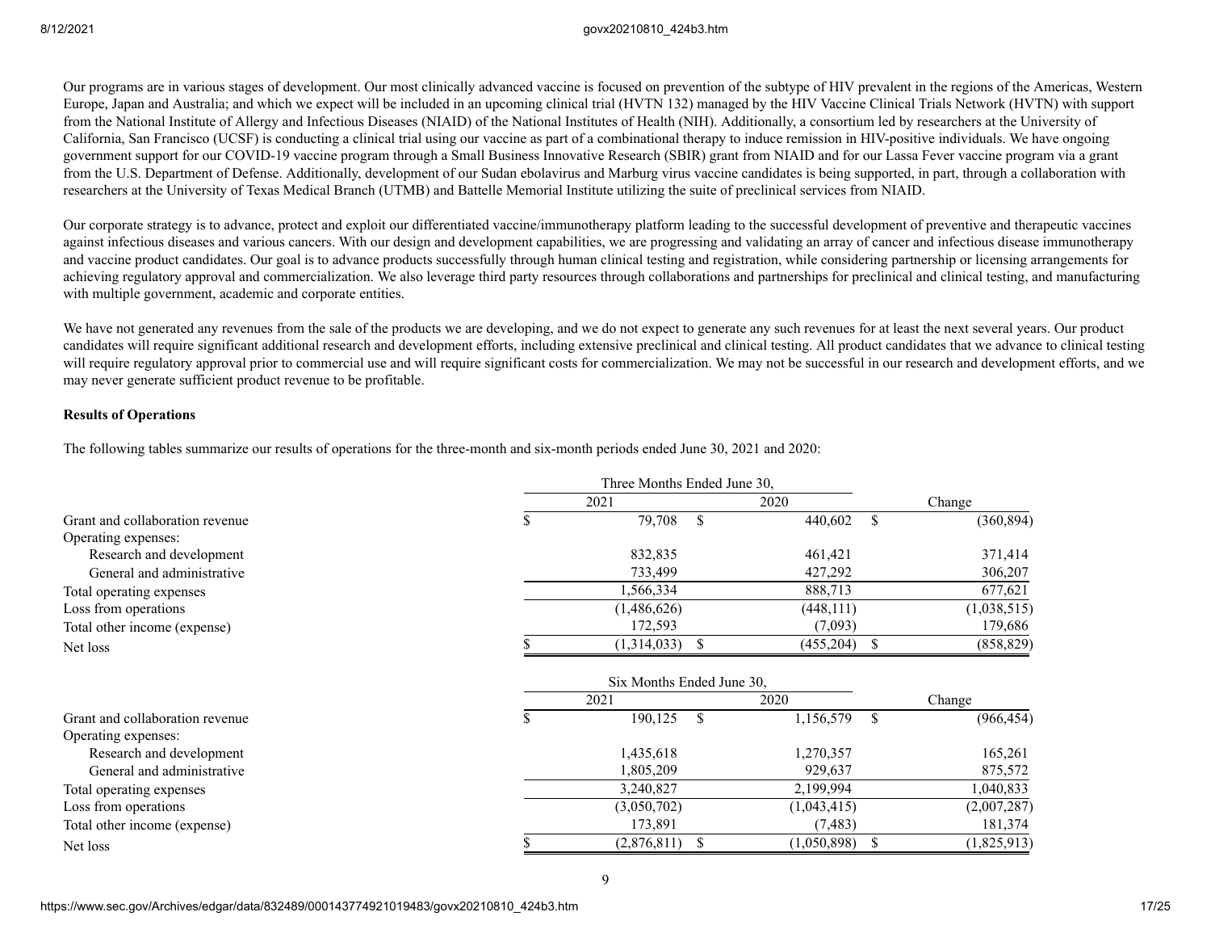Our programs are in various stages of development. Our most clinically advanced vaccine is focused on prevention of the subtype of HIV prevalent in the regions of the Americas, Western Europe, Japan and Australia; and which we expect will be included in an upcoming clinical trial (HVTN 132) managed by the HIV Vaccine Clinical Trials Network (HVTN) with support from the National Institute of Allergy and Infectious Diseases (NIAID) of the National Institutes of Health (NIH). Additionally, a consortium led by researchers at the University of California, San Francisco (UCSF) is conducting a clinical trial using our vaccine as part of a combinational therapy to induce remission in HIV-positive individuals. We have ongoing government support for our COVID-19 vaccine program through a Small Business Innovative Research (SBIR) grant from NIAID and for our Lassa Fever vaccine program via a grant from the U.S. Department of Defense. Additionally, development of our Sudan ebolavirus and Marburg virus vaccine candidates is being supported, in part, through a collaboration with researchers at the University of Texas Medical Branch (UTMB) and Battelle Memorial Institute utilizing the suite of preclinical services from NIAID.

Our corporate strategy is to advance, protect and exploit our differentiated vaccine/immunotherapy platform leading to the successful development of preventive and therapeutic vaccines against infectious diseases and various cancers. With our design and development capabilities, we are progressing and validating an array of cancer and infectious disease immunotherapy and vaccine product candidates. Our goal is to advance products successfully through human clinical testing and registration, while considering partnership or licensing arrangements for achieving regulatory approval and commercialization. We also leverage third party resources through collaborations and partnerships for preclinical and clinical testing, and manufacturing with multiple government, academic and corporate entities.

We have not generated any revenues from the sale of the products we are developing, and we do not expect to generate any such revenues for at least the next several years. Our product candidates will require significant additional research and development efforts, including extensive preclinical and clinical testing. All product candidates that we advance to clinical testing will require regulatory approval prior to commercial use and will require significant costs for commercialization. We may not be successful in our research and development efforts, and we may never generate sufficient product revenue to be profitable.

**Results of Operations**

The following tables summarize our results of operations for the three-month and six-month periods ended June 30, 2021 and 2020:

| | Three Months Ended June 30, | | |
|---|---|---|---|
| | 2021 | 2020 | Change |
| Grant and collaboration revenue | $ 79,708 | $ 440,602 | $ (360,894) |
| Operating expenses: | | | |
| Research and development | 832,835 | 461,421 | 371,414 |
| General and administrative | 733,499 | 427,292 | 306,207 |
| Total operating expenses | 1,566,334 | 888,713 | 677,621 |
| Loss from operations | (1,486,626) | (448,111) | (1,038,515) |
| Total other income (expense) | 172,593 | (7,093) | 179,686 |
| Net loss | $ (1,314,033) | $ (455,204) | $ (858,829) |

| | Six Months Ended June 30, | | |
|---|---|---|---|
| | 2021 | 2020 | Change |
| Grant and collaboration revenue | $ 190,125 | $ 1,156,579 | $ (966,454) |
| Operating expenses: | | | |
| Research and development | 1,435,618 | 1,270,357 | 165,261 |
| General and administrative | 1,805,209 | 929,637 | 875,572 |
| Total operating expenses | 3,240,827 | 2,199,994 | 1,040,833 |
| Loss from operations | (3,050,702) | (1,043,415) | (2,007,287) |
| Total other income (expense) | 173,891 | (7,483) | 181,374 |
| Net loss | $ (2,876,811) | $ (1,050,898) | $ (1,825,913) |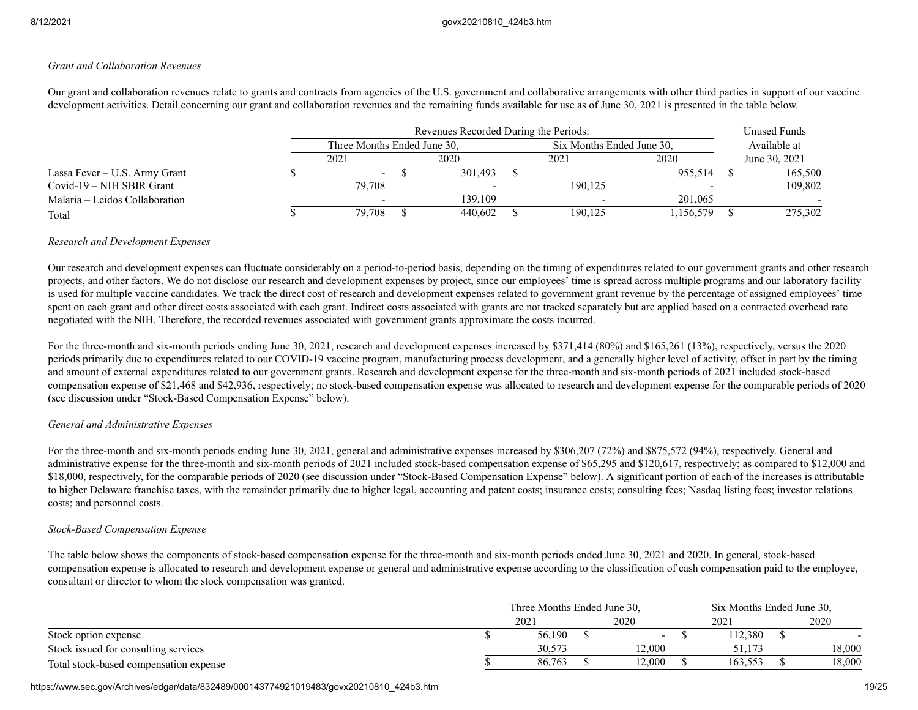*Grant and Collaboration Revenues*

Our grant and collaboration revenues relate to grants and contracts from agencies of the U.S. government and collaborative arrangements with other third parties in support of our vaccine development activities. Detail concerning our grant and collaboration revenues and the remaining funds available for use as of June 30, 2021 is presented in the table below.

| | Revenues Recorded During the Periods: | | | | Unused Funds Available at |
|---|---|---|---|---|---|
| | Three Months Ended June 30, | | Six Months Ended June 30, | | |
| | 2021 | 2020 | 2021 | 2020 | June 30, 2021 |
| Lassa Fever – U.S. Army Grant | $ - | $ 301,493 | $ | 955,514 | $ 165,500 |
| Covid-19 – NIH SBIR Grant | 79,708 | - | 190,125 | - | 109,802 |
| Malaria – Leidos Collaboration | - | 139,109 | - | 201,065 | - |
| Total | $ 79,708 | $ 440,602 | $ 190,125 | 1,156,579 | $ 275,302 |

*Research and Development Expenses*

Our research and development expenses can fluctuate considerably on a period-to-period basis, depending on the timing of expenditures related to our government grants and other research projects, and other factors. We do not disclose our research and development expenses by project, since our employees' time is spread across multiple programs and our laboratory facility is used for multiple vaccine candidates. We track the direct cost of research and development expenses related to government grant revenue by the percentage of assigned employees' time spent on each grant and other direct costs associated with each grant. Indirect costs associated with grants are not tracked separately but are applied based on a contracted overhead rate negotiated with the NIH. Therefore, the recorded revenues associated with government grants approximate the costs incurred.

For the three-month and six-month periods ending June 30, 2021, research and development expenses increased by $371,414 (80%) and $165,261 (13%), respectively, versus the 2020 periods primarily due to expenditures related to our COVID-19 vaccine program, manufacturing process development, and a generally higher level of activity, offset in part by the timing and amount of external expenditures related to our government grants. Research and development expense for the three-month and six-month periods of 2021 included stock-based compensation expense of $21,468 and $42,936, respectively; no stock-based compensation expense was allocated to research and development expense for the comparable periods of 2020 (see discussion under "Stock-Based Compensation Expense" below).

*General and Administrative Expenses*

For the three-month and six-month periods ending June 30, 2021, general and administrative expenses increased by $306,207 (72%) and $875,572 (94%), respectively. General and administrative expense for the three-month and six-month periods of 2021 included stock-based compensation expense of $65,295 and $120,617, respectively; as compared to $12,000 and $18,000, respectively, for the comparable periods of 2020 (see discussion under "Stock-Based Compensation Expense" below). A significant portion of each of the increases is attributable to higher Delaware franchise taxes, with the remainder primarily due to higher legal, accounting and patent costs; insurance costs; consulting fees; Nasdaq listing fees; investor relations costs; and personnel costs.

*Stock-Based Compensation Expense*

The table below shows the components of stock-based compensation expense for the three-month and six-month periods ended June 30, 2021 and 2020. In general, stock-based compensation expense is allocated to research and development expense or general and administrative expense according to the classification of cash compensation paid to the employee, consultant or director to whom the stock compensation was granted.

| | Three Months Ended June 30, | | Six Months Ended June 30, | |
|---|---|---|---|---|
| | 2021 | 2020 | 2021 | 2020 |
| Stock option expense | $ 56,190 | $ - | $ 112,380 | $ - |
| Stock issued for consulting services | 30,573 | 12,000 | 51,173 | 18,000 |
| Total stock-based compensation expense | $ 86,763 | $ 12,000 | $ 163,553 | $ 18,000 |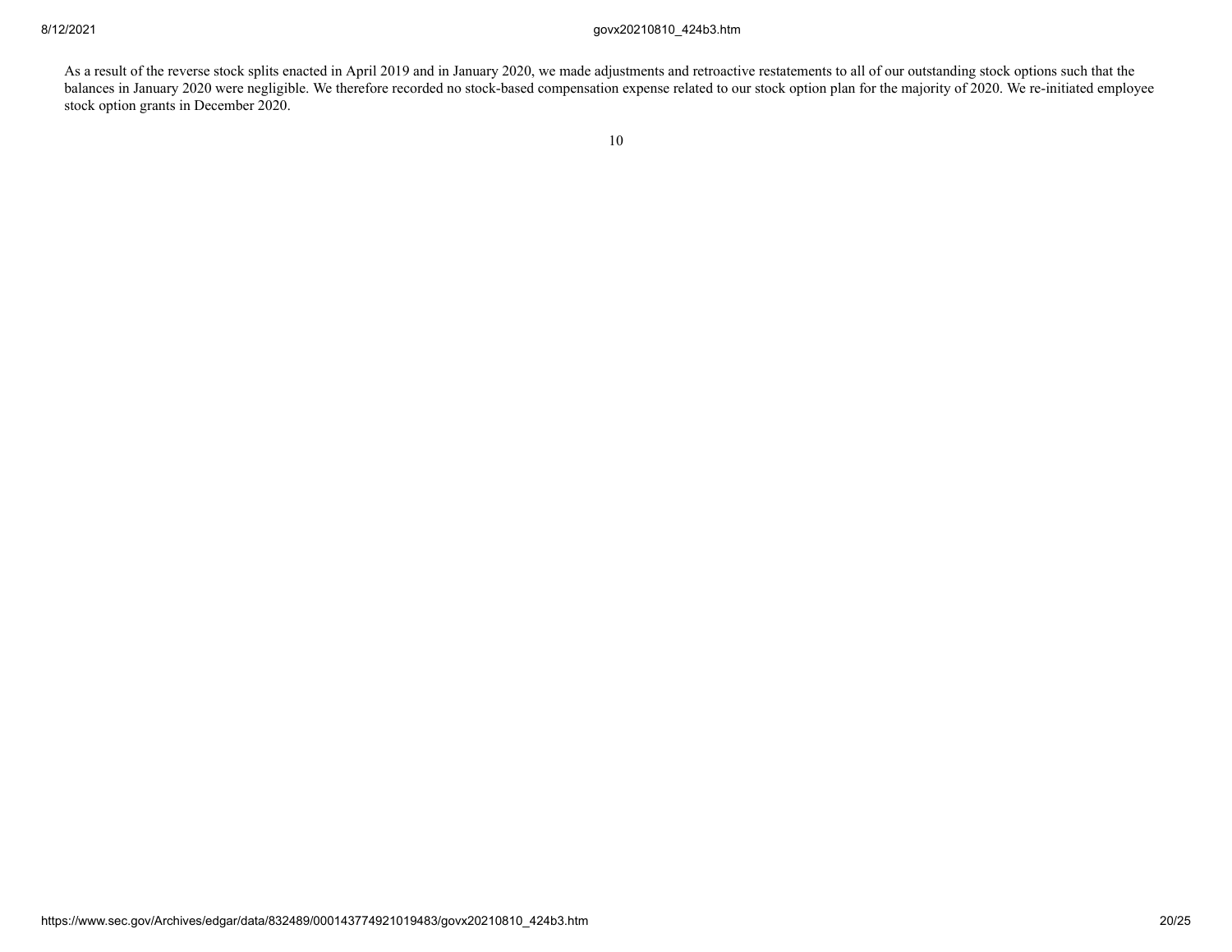As a result of the reverse stock splits enacted in April 2019 and in January 2020, we made adjustments and retroactive restatements to all of our outstanding stock options such that the balances in January 2020 were negligible. We therefore recorded no stock-based compensation expense related to our stock option plan for the majority of 2020. We re-initiated employee stock option grants in December 2020.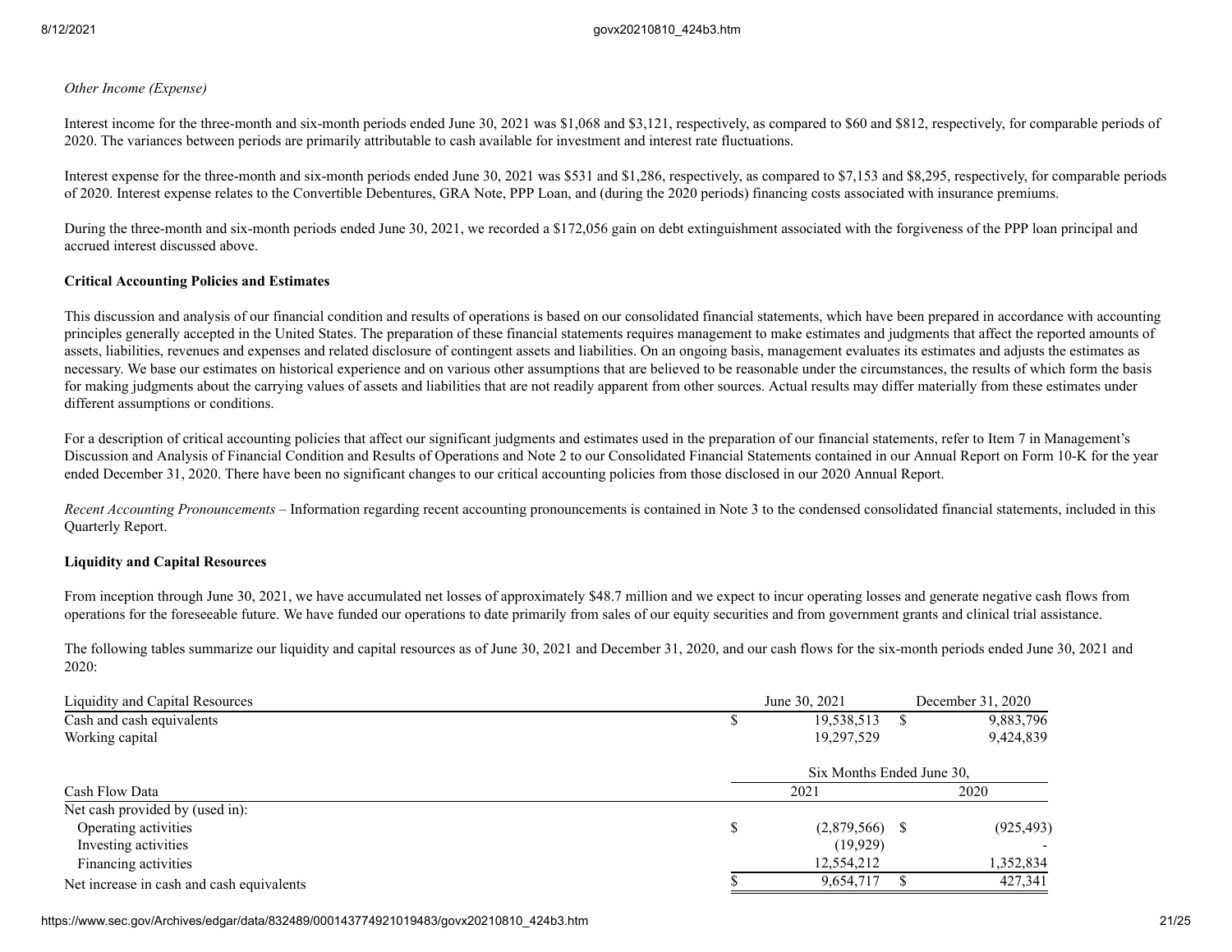*Other Income (Expense)*

Interest income for the three-month and six-month periods ended June 30, 2021 was $1,068 and $3,121, respectively, as compared to $60 and $812, respectively, for comparable periods of 2020. The variances between periods are primarily attributable to cash available for investment and interest rate fluctuations.

Interest expense for the three-month and six-month periods ended June 30, 2021 was $531 and $1,286, respectively, as compared to $7,153 and $8,295, respectively, for comparable periods of 2020. Interest expense relates to the Convertible Debentures, GRA Note, PPP Loan, and (during the 2020 periods) financing costs associated with insurance premiums.

During the three-month and six-month periods ended June 30, 2021, we recorded a $172,056 gain on debt extinguishment associated with the forgiveness of the PPP loan principal and accrued interest discussed above.

**Critical Accounting Policies and Estimates**

This discussion and analysis of our financial condition and results of operations is based on our consolidated financial statements, which have been prepared in accordance with accounting principles generally accepted in the United States. The preparation of these financial statements requires management to make estimates and judgments that affect the reported amounts of assets, liabilities, revenues and expenses and related disclosure of contingent assets and liabilities. On an ongoing basis, management evaluates its estimates and adjusts the estimates as necessary. We base our estimates on historical experience and on various other assumptions that are believed to be reasonable under the circumstances, the results of which form the basis for making judgments about the carrying values of assets and liabilities that are not readily apparent from other sources. Actual results may differ materially from these estimates under different assumptions or conditions.

For a description of critical accounting policies that affect our significant judgments and estimates used in the preparation of our financial statements, refer to Item 7 in Management's Discussion and Analysis of Financial Condition and Results of Operations and Note 2 to our Consolidated Financial Statements contained in our Annual Report on Form 10-K for the year ended December 31, 2020. There have been no significant changes to our critical accounting policies from those disclosed in our 2020 Annual Report.

*Recent Accounting Pronouncements* – Information regarding recent accounting pronouncements is contained in Note 3 to the condensed consolidated financial statements, included in this Quarterly Report.

**Liquidity and Capital Resources**

From inception through June 30, 2021, we have accumulated net losses of approximately $48.7 million and we expect to incur operating losses and generate negative cash flows from operations for the foreseeable future. We have funded our operations to date primarily from sales of our equity securities and from government grants and clinical trial assistance.

The following tables summarize our liquidity and capital resources as of June 30, 2021 and December 31, 2020, and our cash flows for the six-month periods ended June 30, 2021 and 2020:

| Liquidity and Capital Resources | June 30, 2021 | December 31, 2020 |
|---|---|---|
| Cash and cash equivalents | $ 19,538,513 | $ 9,883,796 |
| Working capital | 19,297,529 | 9,424,839 |

| | Six Months Ended June 30, | |
|---|---|---|
| Cash Flow Data | 2021 | 2020 |
| Net cash provided by (used in): | | |
| Operating activities | $ (2,879,566) | $ (925,493) |
| Investing activities | (19,929) | - |
| Financing activities | 12,554,212 | 1,352,834 |
| Net increase in cash and cash equivalents | $ 9,654,717 | $ 427,341 |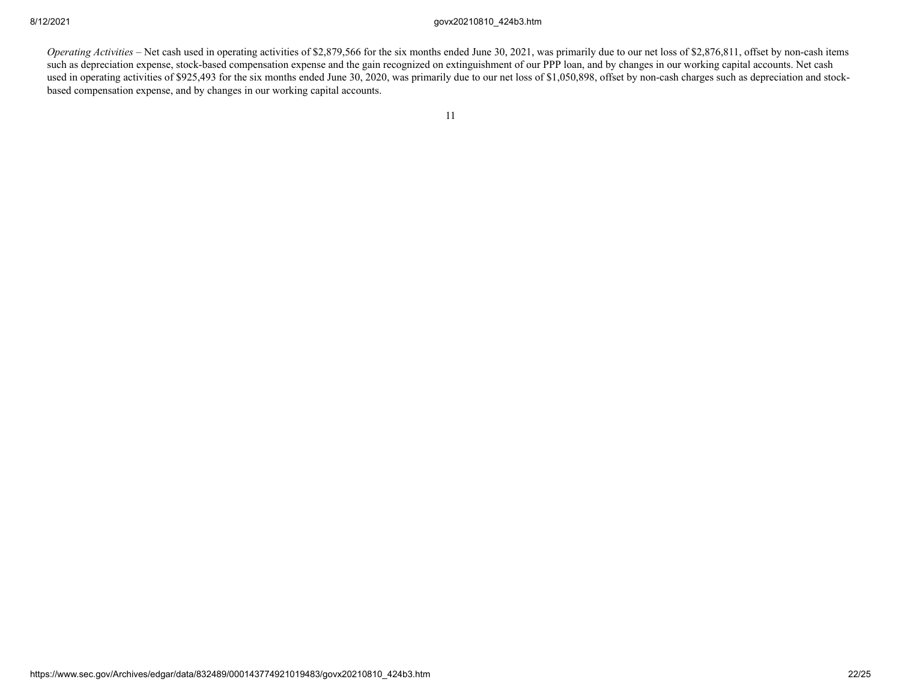*Operating Activities* – Net cash used in operating activities of $2,879,566 for the six months ended June 30, 2021, was primarily due to our net loss of $2,876,811, offset by non-cash items such as depreciation expense, stock-based compensation expense and the gain recognized on extinguishment of our PPP loan, and by changes in our working capital accounts. Net cash used in operating activities of $925,493 for the six months ended June 30, 2020, was primarily due to our net loss of $1,050,898, offset by non-cash charges such as depreciation and stock-based compensation expense, and by changes in our working capital accounts.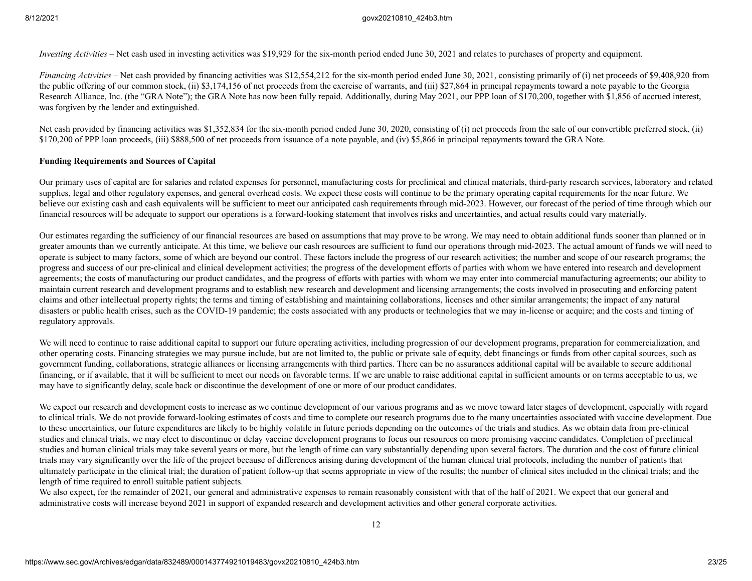*Investing Activities* – Net cash used in investing activities was $19,929 for the six-month period ended June 30, 2021 and relates to purchases of property and equipment.

*Financing Activities* – Net cash provided by financing activities was $12,554,212 for the six-month period ended June 30, 2021, consisting primarily of (i) net proceeds of $9,408,920 from the public offering of our common stock, (ii) $3,174,156 of net proceeds from the exercise of warrants, and (iii) $27,864 in principal repayments toward a note payable to the Georgia Research Alliance, Inc. (the "GRA Note"); the GRA Note has now been fully repaid. Additionally, during May 2021, our PPP loan of $170,200, together with $1,856 of accrued interest, was forgiven by the lender and extinguished.

Net cash provided by financing activities was $1,352,834 for the six-month period ended June 30, 2020, consisting of (i) net proceeds from the sale of our convertible preferred stock, (ii) $170,200 of PPP loan proceeds, (iii) $888,500 of net proceeds from issuance of a note payable, and (iv) $5,866 in principal repayments toward the GRA Note.

**Funding Requirements and Sources of Capital**

Our primary uses of capital are for salaries and related expenses for personnel, manufacturing costs for preclinical and clinical materials, third-party research services, laboratory and related supplies, legal and other regulatory expenses, and general overhead costs. We expect these costs will continue to be the primary operating capital requirements for the near future. We believe our existing cash and cash equivalents will be sufficient to meet our anticipated cash requirements through mid-2023. However, our forecast of the period of time through which our financial resources will be adequate to support our operations is a forward-looking statement that involves risks and uncertainties, and actual results could vary materially.

Our estimates regarding the sufficiency of our financial resources are based on assumptions that may prove to be wrong. We may need to obtain additional funds sooner than planned or in greater amounts than we currently anticipate. At this time, we believe our cash resources are sufficient to fund our operations through mid-2023. The actual amount of funds we will need to operate is subject to many factors, some of which are beyond our control. These factors include the progress of our research activities; the number and scope of our research programs; the progress and success of our pre-clinical and clinical development activities; the progress of the development efforts of parties with whom we have entered into research and development agreements; the costs of manufacturing our product candidates, and the progress of efforts with parties with whom we may enter into commercial manufacturing agreements; our ability to maintain current research and development programs and to establish new research and development and licensing arrangements; the costs involved in prosecuting and enforcing patent claims and other intellectual property rights; the terms and timing of establishing and maintaining collaborations, licenses and other similar arrangements; the impact of any natural disasters or public health crises, such as the COVID-19 pandemic; the costs associated with any products or technologies that we may in-license or acquire; and the costs and timing of regulatory approvals.

We will need to continue to raise additional capital to support our future operating activities, including progression of our development programs, preparation for commercialization, and other operating costs. Financing strategies we may pursue include, but are not limited to, the public or private sale of equity, debt financings or funds from other capital sources, such as government funding, collaborations, strategic alliances or licensing arrangements with third parties. There can be no assurances additional capital will be available to secure additional financing, or if available, that it will be sufficient to meet our needs on favorable terms. If we are unable to raise additional capital in sufficient amounts or on terms acceptable to us, we may have to significantly delay, scale back or discontinue the development of one or more of our product candidates.

We expect our research and development costs to increase as we continue development of our various programs and as we move toward later stages of development, especially with regard to clinical trials. We do not provide forward-looking estimates of costs and time to complete our research programs due to the many uncertainties associated with vaccine development. Due to these uncertainties, our future expenditures are likely to be highly volatile in future periods depending on the outcomes of the trials and studies. As we obtain data from pre-clinical studies and clinical trials, we may elect to discontinue or delay vaccine development programs to focus our resources on more promising vaccine candidates. Completion of preclinical studies and human clinical trials may take several years or more, but the length of time can vary substantially depending upon several factors. The duration and the cost of future clinical trials may vary significantly over the life of the project because of differences arising during development of the human clinical trial protocols, including the number of patients that ultimately participate in the clinical trial; the duration of patient follow-up that seems appropriate in view of the results; the number of clinical sites included in the clinical trials; and the length of time required to enroll suitable patient subjects.

We also expect, for the remainder of 2021, our general and administrative expenses to remain reasonably consistent with that of the half of 2021. We expect that our general and administrative costs will increase beyond 2021 in support of expanded research and development activities and other general corporate activities.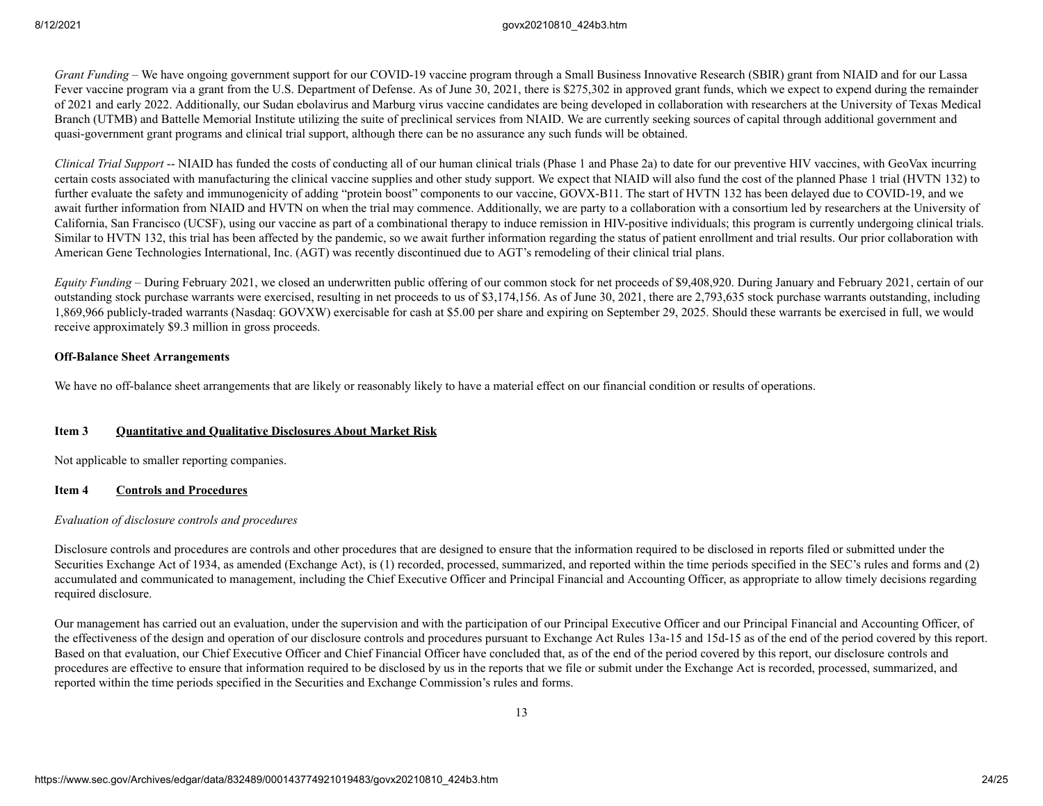*Grant Funding* – We have ongoing government support for our COVID-19 vaccine program through a Small Business Innovative Research (SBIR) grant from NIAID and for our Lassa Fever vaccine program via a grant from the U.S. Department of Defense. As of June 30, 2021, there is $275,302 in approved grant funds, which we expect to expend during the remainder of 2021 and early 2022. Additionally, our Sudan ebolavirus and Marburg virus vaccine candidates are being developed in collaboration with researchers at the University of Texas Medical Branch (UTMB) and Battelle Memorial Institute utilizing the suite of preclinical services from NIAID. We are currently seeking sources of capital through additional government and quasi-government grant programs and clinical trial support, although there can be no assurance any such funds will be obtained.

*Clinical Trial Support* -- NIAID has funded the costs of conducting all of our human clinical trials (Phase 1 and Phase 2a) to date for our preventive HIV vaccines, with GeoVax incurring certain costs associated with manufacturing the clinical vaccine supplies and other study support. We expect that NIAID will also fund the cost of the planned Phase 1 trial (HVTN 132) to further evaluate the safety and immunogenicity of adding "protein boost" components to our vaccine, GOVX-B11. The start of HVTN 132 has been delayed due to COVID-19, and we await further information from NIAID and HVTN on when the trial may commence. Additionally, we are party to a collaboration with a consortium led by researchers at the University of California, San Francisco (UCSF), using our vaccine as part of a combinational therapy to induce remission in HIV-positive individuals; this program is currently undergoing clinical trials. Similar to HVTN 132, this trial has been affected by the pandemic, so we await further information regarding the status of patient enrollment and trial results. Our prior collaboration with American Gene Technologies International, Inc. (AGT) was recently discontinued due to AGT's remodeling of their clinical trial plans.

*Equity Funding* – During February 2021, we closed an underwritten public offering of our common stock for net proceeds of $9,408,920. During January and February 2021, certain of our outstanding stock purchase warrants were exercised, resulting in net proceeds to us of $3,174,156. As of June 30, 2021, there are 2,793,635 stock purchase warrants outstanding, including 1,869,966 publicly-traded warrants (Nasdaq: GOVXW) exercisable for cash at $5.00 per share and expiring on September 29, 2025. Should these warrants be exercised in full, we would receive approximately $9.3 million in gross proceeds.

**Off-Balance Sheet Arrangements**

We have no off-balance sheet arrangements that are likely or reasonably likely to have a material effect on our financial condition or results of operations.

## Item 3 Quantitative and Qualitative Disclosures About Market Risk

Not applicable to smaller reporting companies.

## Item 4 Controls and Procedures

*Evaluation of disclosure controls and procedures*

Disclosure controls and procedures are controls and other procedures that are designed to ensure that the information required to be disclosed in reports filed or submitted under the Securities Exchange Act of 1934, as amended (Exchange Act), is (1) recorded, processed, summarized, and reported within the time periods specified in the SEC's rules and forms and (2) accumulated and communicated to management, including the Chief Executive Officer and Principal Financial and Accounting Officer, as appropriate to allow timely decisions regarding required disclosure.

Our management has carried out an evaluation, under the supervision and with the participation of our Principal Executive Officer and our Principal Financial and Accounting Officer, of the effectiveness of the design and operation of our disclosure controls and procedures pursuant to Exchange Act Rules 13a-15 and 15d-15 as of the end of the period covered by this report. Based on that evaluation, our Chief Executive Officer and Chief Financial Officer have concluded that, as of the end of the period covered by this report, our disclosure controls and procedures are effective to ensure that information required to be disclosed by us in the reports that we file or submit under the Exchange Act is recorded, processed, summarized, and reported within the time periods specified in the Securities and Exchange Commission's rules and forms.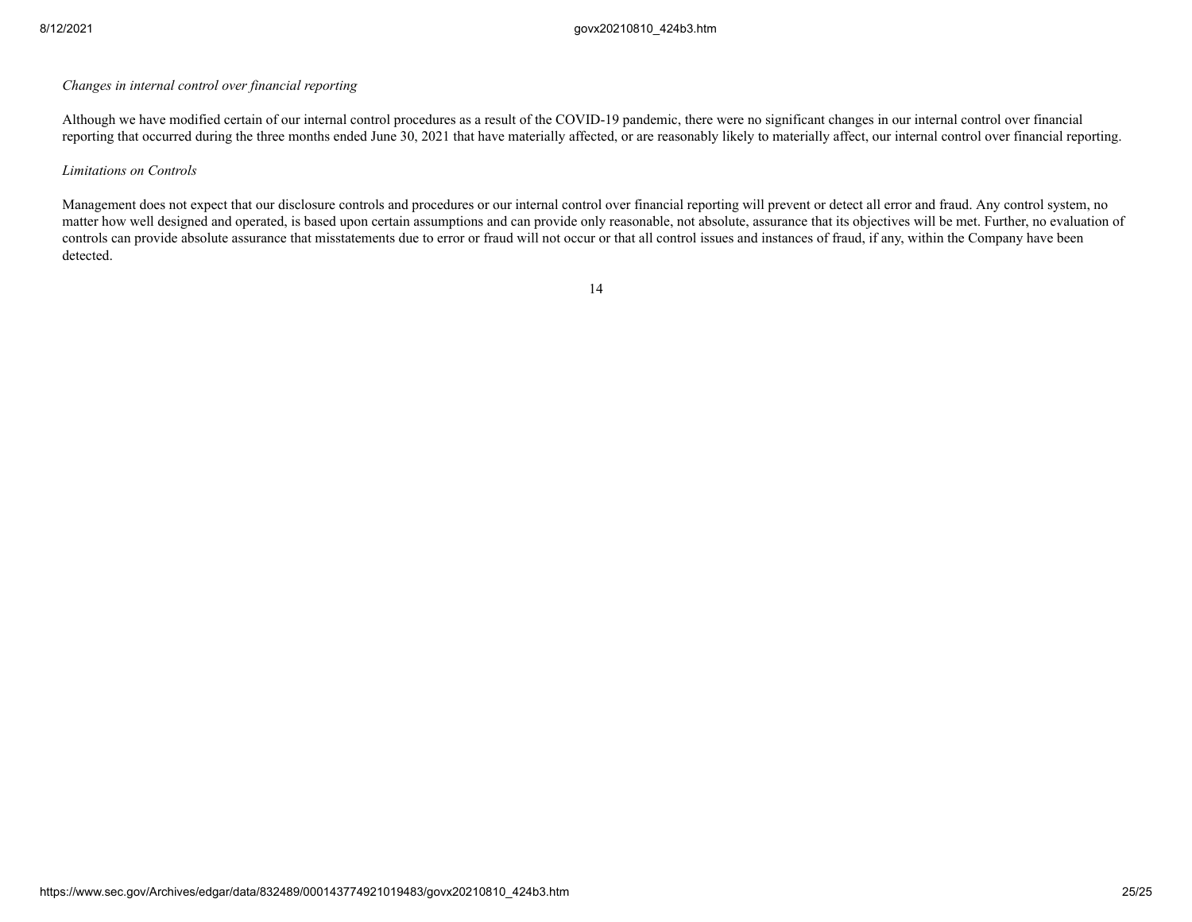*Changes in internal control over financial reporting*

Although we have modified certain of our internal control procedures as a result of the COVID-19 pandemic, there were no significant changes in our internal control over financial reporting that occurred during the three months ended June 30, 2021 that have materially affected, or are reasonably likely to materially affect, our internal control over financial reporting.

*Limitations on Controls*

Management does not expect that our disclosure controls and procedures or our internal control over financial reporting will prevent or detect all error and fraud. Any control system, no matter how well designed and operated, is based upon certain assumptions and can provide only reasonable, not absolute, assurance that its objectives will be met. Further, no evaluation of controls can provide absolute assurance that misstatements due to error or fraud will not occur or that all control issues and instances of fraud, if any, within the Company have been detected.